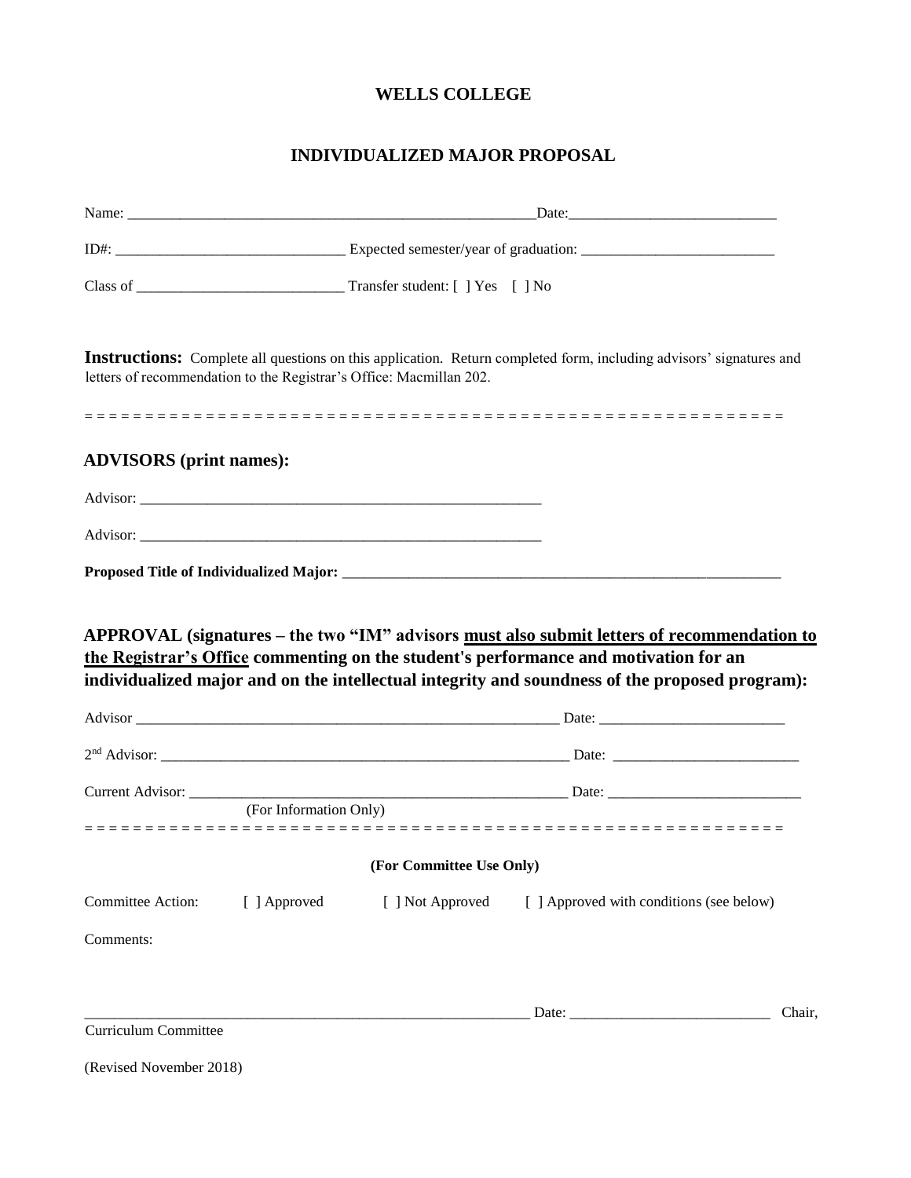# WELLS COLLEGE

## INDIVIDUALIZED MAJOR PROPOSAL

Name: ________________________________________________________Date:___________________________

ID#: ______________________________ Expected semester/year of graduation: __________________________

Class of ___________________________ Transfer student: [ ] Yes [ ] No

**Instructions:** Complete all questions on this application. Return completed form, including advisors' signatures and letters of recommendation to the Registrar's Office: Macmillan 202.

= = = = = = = = = = = = = = = = = = = = = = = = = = = = = = = = = = = = = = = = = = = = = = = = = = = = = = = = = = = =

### ADVISORS (print names):

Advisor: ________________________________________________________

Advisor: ________________________________________________________

**Proposed Title of Individualized Major:** ____________________________________________________________

### APPROVAL (signatures – the two "IM" advisors <u>must also submit letters of recommendation to the Registrar's Office</u> commenting on the student's performance and motivation for an individualized major and on the intellectual integrity and soundness of the proposed program):

Advisor ___________________________________________________________ Date: _________________________

2nd Advisor: ________________________________________________________ Date: _________________________

Current Advisor: ___________________________________________________ Date: _________________________
(For Information Only)

= = = = = = = = = = = = = = = = = = = = = = = = = = = = = = = = = = = = = = = = = = = = = = = = = = = = = = = = = = = =

**(For Committee Use Only)**

Committee Action: [ ] Approved [ ] Not Approved [ ] Approved with conditions (see below)

Comments:

_____________________________________________________________ Date: ___________________________ Chair, Curriculum Committee

(Revised November 2018)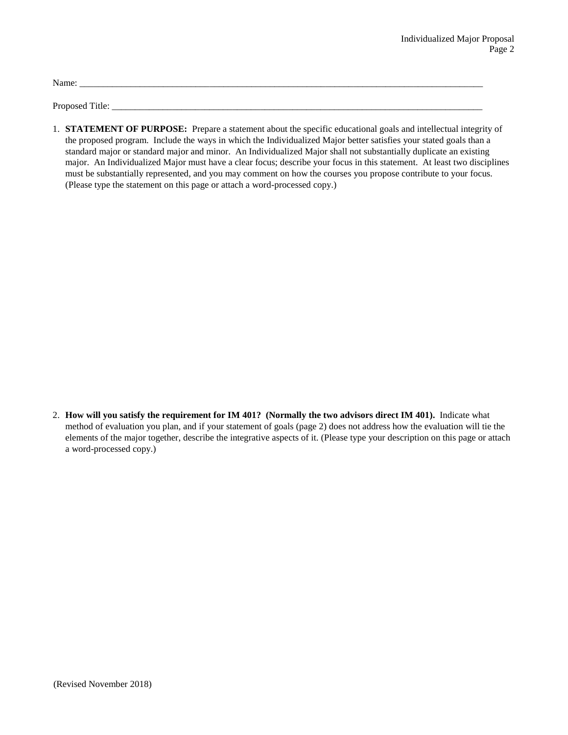Name: ___________________________________________________________________________________________

Proposed Title: ______________________________________________________________________________________

1. **STATEMENT OF PURPOSE:** Prepare a statement about the specific educational goals and intellectual integrity of the proposed program. Include the ways in which the Individualized Major better satisfies your stated goals than a standard major or standard major and minor. An Individualized Major shall not substantially duplicate an existing major. An Individualized Major must have a clear focus; describe your focus in this statement. At least two disciplines must be substantially represented, and you may comment on how the courses you propose contribute to your focus. (Please type the statement on this page or attach a word-processed copy.)

2. **How will you satisfy the requirement for IM 401? (Normally the two advisors direct IM 401).** Indicate what method of evaluation you plan, and if your statement of goals (page 2) does not address how the evaluation will tie the elements of the major together, describe the integrative aspects of it. (Please type your description on this page or attach a word-processed copy.)

(Revised November 2018)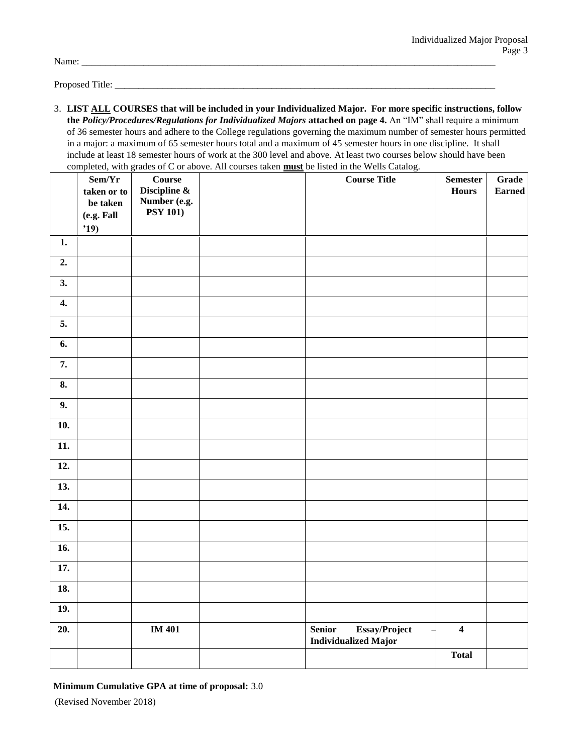Name: ___________________________________________________________________________________________

Proposed Title: _____________________________________________________________________________________

3. **LIST ALL COURSES that will be included in your Individualized Major. For more specific instructions, follow the *Policy/Procedures/Regulations for Individualized Majors* attached on page 4.** An "IM" shall require a minimum of 36 semester hours and adhere to the College regulations governing the maximum number of semester hours permitted in a major: a maximum of 65 semester hours total and a maximum of 45 semester hours in one discipline. It shall include at least 18 semester hours of work at the 300 level and above. At least two courses below should have been completed, with grades of C or above. All courses taken **must** be listed in the Wells Catalog.

| | Sem/Yr taken or to be taken (e.g. Fall '19) | Course Discipline & Number (e.g. PSY 101) | | Course Title | Semester Hours | Grade Earned |
|---|---|---|---|---|---|---|
| 1. | | | | | | |
| 2. | | | | | | |
| 3. | | | | | | |
| 4. | | | | | | |
| 5. | | | | | | |
| 6. | | | | | | |
| 7. | | | | | | |
| 8. | | | | | | |
| 9. | | | | | | |
| 10. | | | | | | |
| 11. | | | | | | |
| 12. | | | | | | |
| 13. | | | | | | |
| 14. | | | | | | |
| 15. | | | | | | |
| 16. | | | | | | |
| 17. | | | | | | |
| 18. | | | | | | |
| 19. | | | | | | |
| 20. | | **IM 401** | | **Senior Essay/Project – Individualized Major** | **4** | |
| | | | | | **Total** | |

**Minimum Cumulative GPA at time of proposal:** 3.0

(Revised November 2018)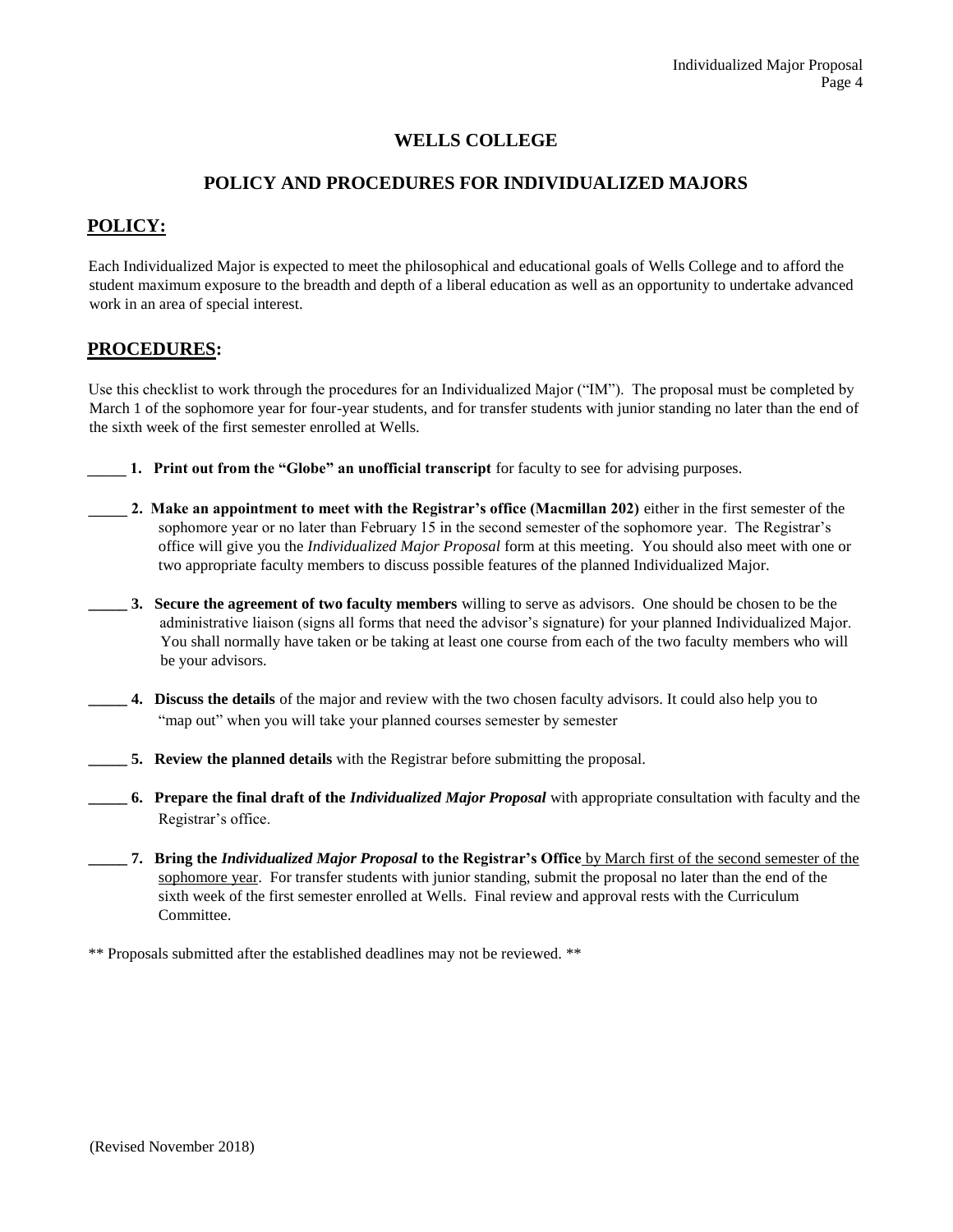# WELLS COLLEGE

## POLICY AND PROCEDURES FOR INDIVIDUALIZED MAJORS

### POLICY:

Each Individualized Major is expected to meet the philosophical and educational goals of Wells College and to afford the student maximum exposure to the breadth and depth of a liberal education as well as an opportunity to undertake advanced work in an area of special interest.

### PROCEDURES:

Use this checklist to work through the procedures for an Individualized Major ("IM"). The proposal must be completed by March 1 of the sophomore year for four-year students, and for transfer students with junior standing no later than the end of the sixth week of the first semester enrolled at Wells.

_____ **1. Print out from the "Globe" an unofficial transcript** for faculty to see for advising purposes.

_____ **2. Make an appointment to meet with the Registrar's office (Macmillan 202)** either in the first semester of the sophomore year or no later than February 15 in the second semester of the sophomore year. The Registrar's office will give you the *Individualized Major Proposal* form at this meeting. You should also meet with one or two appropriate faculty members to discuss possible features of the planned Individualized Major.

_____ **3. Secure the agreement of two faculty members** willing to serve as advisors. One should be chosen to be the administrative liaison (signs all forms that need the advisor's signature) for your planned Individualized Major. You shall normally have taken or be taking at least one course from each of the two faculty members who will be your advisors.

_____ **4. Discuss the details** of the major and review with the two chosen faculty advisors. It could also help you to "map out" when you will take your planned courses semester by semester

_____ **5. Review the planned details** with the Registrar before submitting the proposal.

_____ **6. Prepare the final draft of the *Individualized Major Proposal*** with appropriate consultation with faculty and the Registrar's office.

_____ **7. Bring the *Individualized Major Proposal* to the Registrar's Office** <u>by March first of the second semester of the sophomore year</u>. For transfer students with junior standing, submit the proposal no later than the end of the sixth week of the first semester enrolled at Wells. Final review and approval rests with the Curriculum Committee.

** Proposals submitted after the established deadlines may not be reviewed. **

(Revised November 2018)